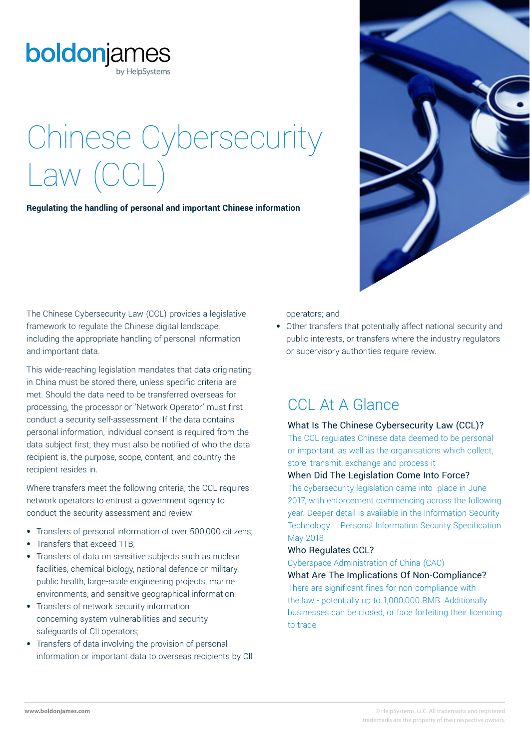boldonjames
by HelpSystems

# Chinese Cybersecurity Law (CCL)

**Regulating the handling of personal and important Chinese information**

The Chinese Cybersecurity Law (CCL) provides a legislative framework to regulate the Chinese digital landscape, including the appropriate handling of personal information and important data.

This wide-reaching legislation mandates that data originating in China must be stored there, unless specific criteria are met. Should the data need to be transferred overseas for processing, the processor or 'Network Operator' must first conduct a security self-assessment. If the data contains personal information, individual consent is required from the data subject first; they must also be notified of who the data recipient is, the purpose, scope, content, and country the recipient resides in.

Where transfers meet the following criteria, the CCL requires network operators to entrust a government agency to conduct the security assessment and review:

- Transfers of personal information of over 500,000 citizens;
- Transfers that exceed 1TB;
- Transfers of data on sensitive subjects such as nuclear facilities, chemical biology, national defence or military, public health, large-scale engineering projects, marine environments, and sensitive geographical information;
- Transfers of network security information concerning system vulnerabilities and security safeguards of CII operators;
- Transfers of data involving the provision of personal information or important data to overseas recipients by CII operators; and
- Other transfers that potentially affect national security and public interests, or transfers where the industry regulators or supervisory authorities require review.

## CCL At A Glance

**What Is The Chinese Cybersecurity Law (CCL)?**

The CCL regulates Chinese data deemed to be personal or important, as well as the organisations which collect, store, transmit, exchange and process it

**When Did The Legislation Come Into Force?**

The cybersecurity legislation came into place in June 2017, with enforcement commencing across the following year. Deeper detail is available in the Information Security Technology – Personal Information Security Specification May 2018

**Who Regulates CCL?**

Cyberspace Administration of China (CAC)

**What Are The Implications Of Non-Compliance?**

There are significant fines for non-compliance with the law - potentially up to 1,000,000 RMB. Additionally businesses can be closed, or face forfeiting their licencing to trade

www.boldonjames.com

© HelpSystems, LLC. All trademarks and registered trademarks are the property of their respective owners.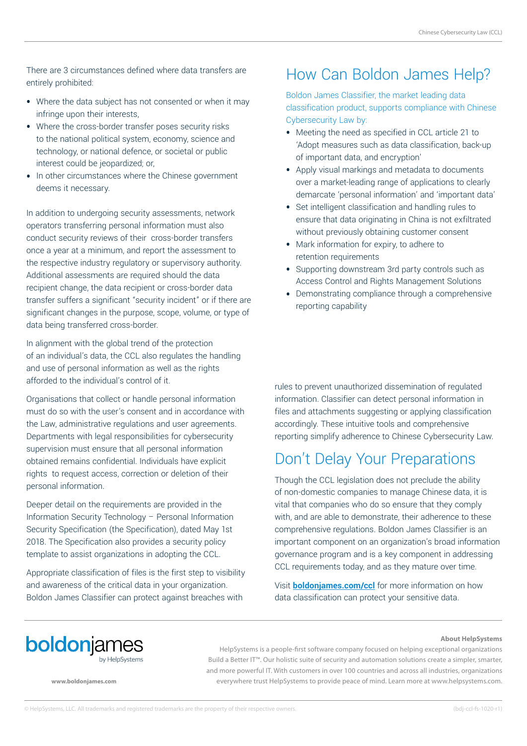There are 3 circumstances defined where data transfers are entirely prohibited:

- Where the data subject has not consented or when it may infringe upon their interests,
- Where the cross-border transfer poses security risks to the national political system, economy, science and technology, or national defence, or societal or public interest could be jeopardized; or,
- In other circumstances where the Chinese government deems it necessary.

In addition to undergoing security assessments, network operators transferring personal information must also conduct security reviews of their cross-border transfers once a year at a minimum, and report the assessment to the respective industry regulatory or supervisory authority. Additional assessments are required should the data recipient change, the data recipient or cross-border data transfer suffers a significant "security incident" or if there are significant changes in the purpose, scope, volume, or type of data being transferred cross-border.

In alignment with the global trend of the protection of an individual's data, the CCL also regulates the handling and use of personal information as well as the rights afforded to the individual's control of it.

Organisations that collect or handle personal information must do so with the user's consent and in accordance with the Law, administrative regulations and user agreements. Departments with legal responsibilities for cybersecurity supervision must ensure that all personal information obtained remains confidential. Individuals have explicit rights to request access, correction or deletion of their personal information.

Deeper detail on the requirements are provided in the Information Security Technology – Personal Information Security Specification (the Specification), dated May 1st 2018. The Specification also provides a security policy template to assist organizations in adopting the CCL.

Appropriate classification of files is the first step to visibility and awareness of the critical data in your organization. Boldon James Classifier can protect against breaches with rules to prevent unauthorized dissemination of regulated information. Classifier can detect personal information in files and attachments suggesting or applying classification accordingly. These intuitive tools and comprehensive reporting simplify adherence to Chinese Cybersecurity Law.

## How Can Boldon James Help?

Boldon James Classifier, the market leading data classification product, supports compliance with Chinese Cybersecurity Law by:

- Meeting the need as specified in CCL article 21 to 'Adopt measures such as data classification, back-up of important data, and encryption'
- Apply visual markings and metadata to documents over a market-leading range of applications to clearly demarcate 'personal information' and 'important data'
- Set intelligent classification and handling rules to ensure that data originating in China is not exfiltrated without previously obtaining customer consent
- Mark information for expiry, to adhere to retention requirements
- Supporting downstream 3rd party controls such as Access Control and Rights Management Solutions
- Demonstrating compliance through a comprehensive reporting capability

## Don't Delay Your Preparations

Though the CCL legislation does not preclude the ability of non-domestic companies to manage Chinese data, it is vital that companies who do so ensure that they comply with, and are able to demonstrate, their adherence to these comprehensive regulations. Boldon James Classifier is an important component on an organization's broad information governance program and is a key component in addressing CCL requirements today, and as they mature over time.

Visit **boldonjames.com/ccl** for more information on how data classification can protect your sensitive data.

boldonjames by HelpSystems

www.boldonjames.com

**About HelpSystems**

HelpSystems is a people-first software company focused on helping exceptional organizations Build a Better IT™. Our holistic suite of security and automation solutions create a simpler, smarter, and more powerful IT. With customers in over 100 countries and across all industries, organizations everywhere trust HelpSystems to provide peace of mind. Learn more at www.helpsystems.com.

© HelpSystems, LLC. All trademarks and registered trademarks are the property of their respective owners. (bdj-ccl-fs-1020-r1)